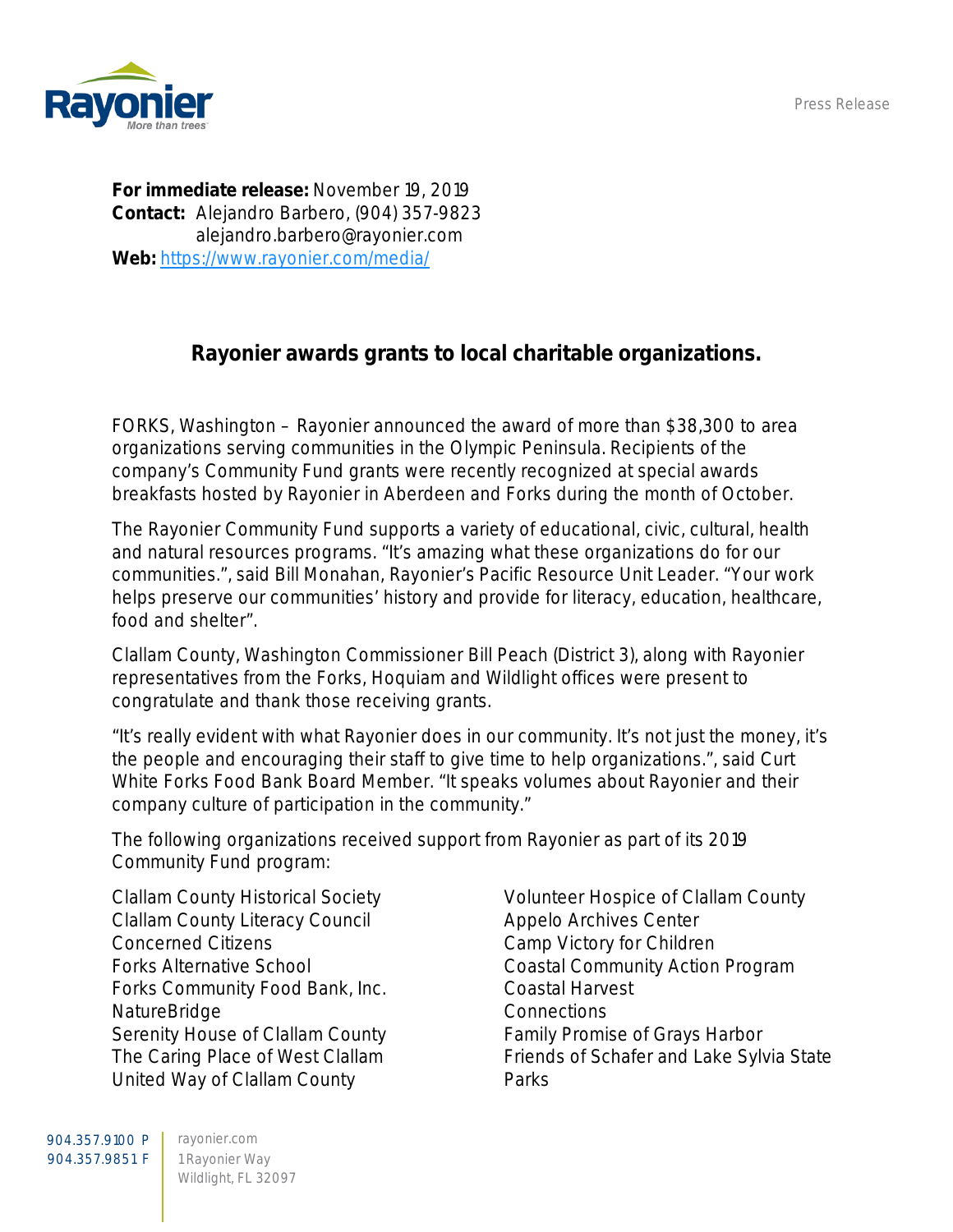Press Release

**For immediate release:** November 19, 2019
**Contact:** Alejandro Barbero, (904) 357-9823
alejandro.barbero@rayonier.com
**Web:** https://www.rayonier.com/media/

## Rayonier awards grants to local charitable organizations.

FORKS, Washington – Rayonier announced the award of more than $38,300 to area organizations serving communities in the Olympic Peninsula. Recipients of the company's Community Fund grants were recently recognized at special awards breakfasts hosted by Rayonier in Aberdeen and Forks during the month of October.

The Rayonier Community Fund supports a variety of educational, civic, cultural, health and natural resources programs. "It's amazing what these organizations do for our communities.", said Bill Monahan, Rayonier's Pacific Resource Unit Leader. "Your work helps preserve our communities' history and provide for literacy, education, healthcare, food and shelter".

Clallam County, Washington Commissioner Bill Peach (District 3), along with Rayonier representatives from the Forks, Hoquiam and Wildlight offices were present to congratulate and thank those receiving grants.

"It's really evident with what Rayonier does in our community. It's not just the money, it's the people and encouraging their staff to give time to help organizations.", said Curt White Forks Food Bank Board Member. "It speaks volumes about Rayonier and their company culture of participation in the community."

The following organizations received support from Rayonier as part of its 2019 Community Fund program:

Clallam County Historical Society
Clallam County Literacy Council
Concerned Citizens
Forks Alternative School
Forks Community Food Bank, Inc.
NatureBridge
Serenity House of Clallam County
The Caring Place of West Clallam
United Way of Clallam County
Volunteer Hospice of Clallam County
Appelo Archives Center
Camp Victory for Children
Coastal Community Action Program
Coastal Harvest
Connections
Family Promise of Grays Harbor
Friends of Schafer and Lake Sylvia State Parks

904.357.9100 P
904.357.9851 F
rayonier.com
1 Rayonier Way
Wildlight, FL 32097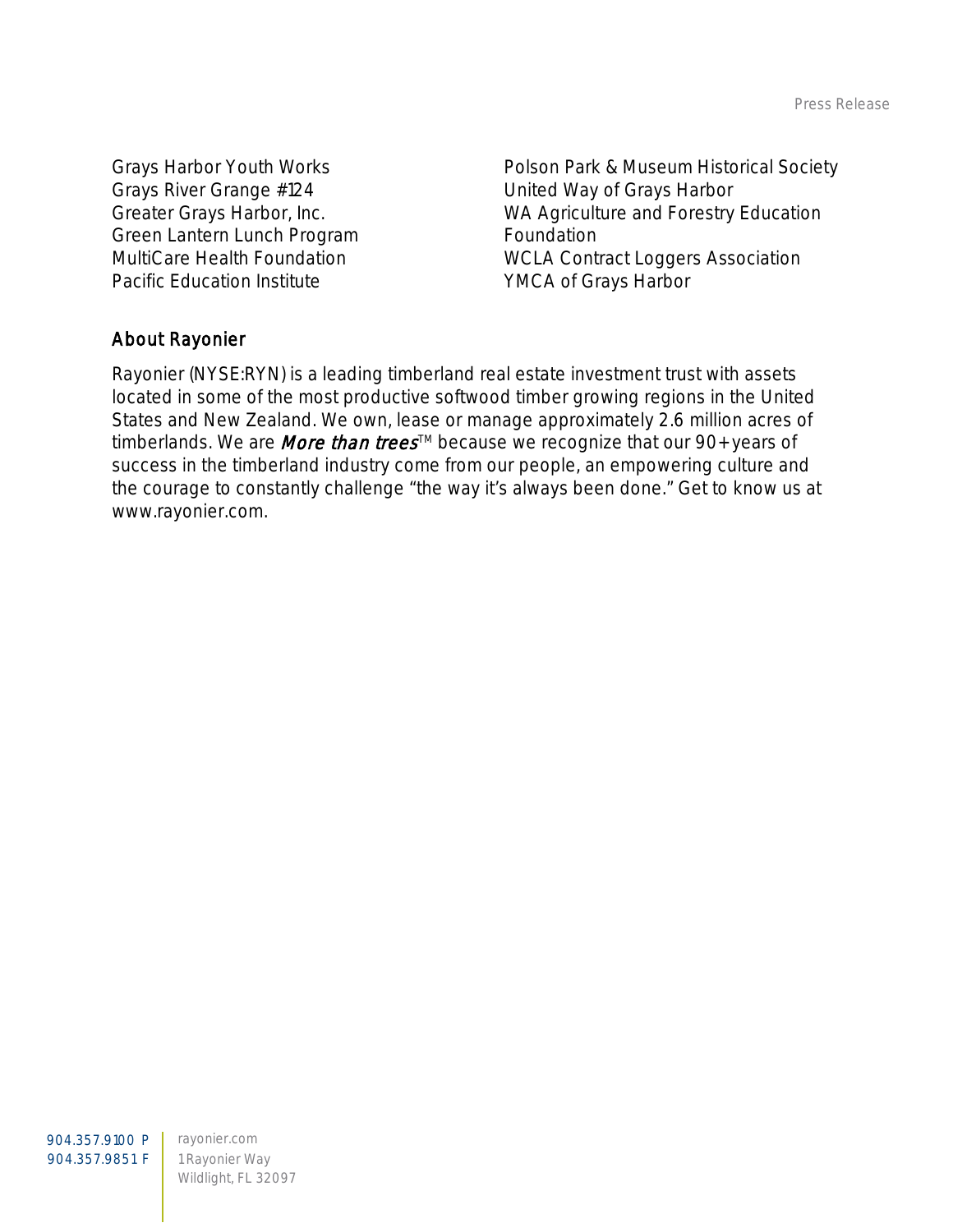- Grays Harbor Youth Works
- Grays River Grange #124
- Greater Grays Harbor, Inc.
- Green Lantern Lunch Program
- MultiCare Health Foundation
- Pacific Education Institute
- Polson Park & Museum Historical Society
- United Way of Grays Harbor
- WA Agriculture and Forestry Education Foundation
- WCLA Contract Loggers Association
- YMCA of Grays Harbor

## About Rayonier

Rayonier (NYSE:RYN) is a leading timberland real estate investment trust with assets located in some of the most productive softwood timber growing regions in the United States and New Zealand. We own, lease or manage approximately 2.6 million acres of timberlands. We are *More than trees*™ because we recognize that our 90+ years of success in the timberland industry come from our people, an empowering culture and the courage to constantly challenge "the way it's always been done." Get to know us at www.rayonier.com.

904.357.9100 P
904.357.9851 F

rayonier.com
1 Rayonier Way
Wildlight, FL 32097